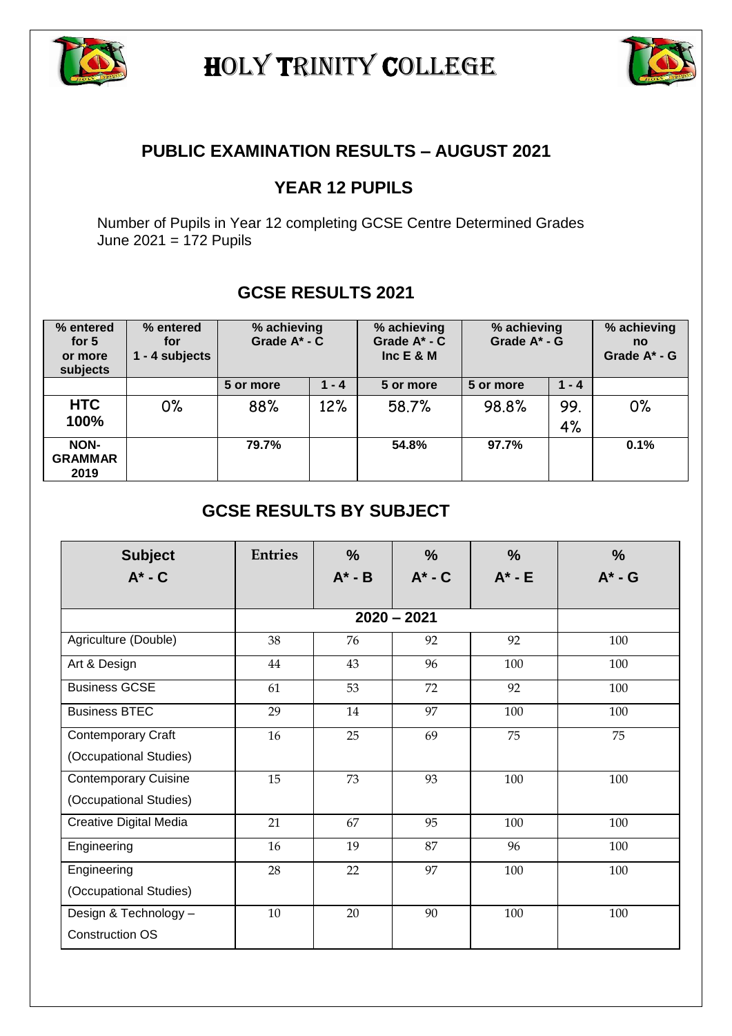# HOLY TRINITY COLLEGE

## PUBLIC EXAMINATION RESULTS – AUGUST 2021

## YEAR 12 PUPILS

Number of Pupils in Year 12 completing GCSE Centre Determined Grades June 2021 = 172 Pupils

## GCSE RESULTS 2021

| % entered for 5 or more subjects | % entered for 1 - 4 subjects | % achieving Grade A* - C | | % achieving Grade A* - C Inc E & M | % achieving Grade A* - G | | % achieving no Grade A* - G |
|---|---|---|---|---|---|---|---|
| | | 5 or more | 1 - 4 | 5 or more | 5 or more | 1 - 4 | |
| **HTC 100%** | 0% | 88% | 12% | 58.7% | 98.8% | 99.4% | 0% |
| **NON-GRAMMAR 2019** | | **79.7%** | | **54.8%** | **97.7%** | | **0.1%** |

## GCSE RESULTS BY SUBJECT

| Subject A* - C | Entries | % A* - B | % A* - C | % A* - E | % A* - G |
|---|---|---|---|---|---|
| | 2020 – 2021 | | | | |
| Agriculture (Double) | 38 | 76 | 92 | 92 | 100 |
| Art & Design | 44 | 43 | 96 | 100 | 100 |
| Business GCSE | 61 | 53 | 72 | 92 | 100 |
| Business BTEC | 29 | 14 | 97 | 100 | 100 |
| Contemporary Craft (Occupational Studies) | 16 | 25 | 69 | 75 | 75 |
| Contemporary Cuisine (Occupational Studies) | 15 | 73 | 93 | 100 | 100 |
| Creative Digital Media | 21 | 67 | 95 | 100 | 100 |
| Engineering | 16 | 19 | 87 | 96 | 100 |
| Engineering (Occupational Studies) | 28 | 22 | 97 | 100 | 100 |
| Design & Technology – Construction OS | 10 | 20 | 90 | 100 | 100 |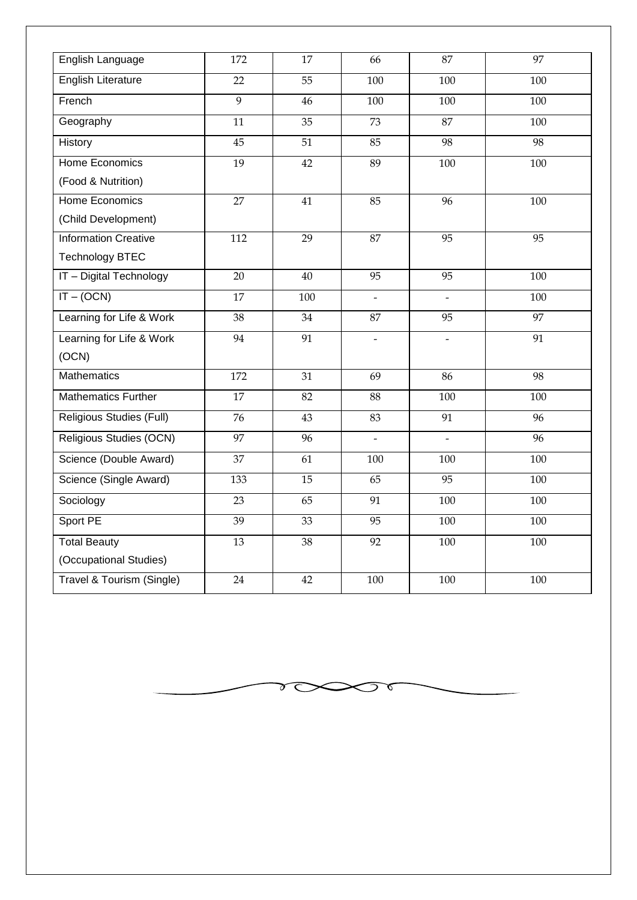| | | | | | |
|---|---|---|---|---|---|
| English Language | 172 | 17 | 66 | 87 | 97 |
| English Literature | 22 | 55 | 100 | 100 | 100 |
| French | 9 | 46 | 100 | 100 | 100 |
| Geography | 11 | 35 | 73 | 87 | 100 |
| History | 45 | 51 | 85 | 98 | 98 |
| Home Economics (Food & Nutrition) | 19 | 42 | 89 | 100 | 100 |
| Home Economics (Child Development) | 27 | 41 | 85 | 96 | 100 |
| Information Creative Technology BTEC | 112 | 29 | 87 | 95 | 95 |
| IT – Digital Technology | 20 | 40 | 95 | 95 | 100 |
| IT – (OCN) | 17 | 100 | - | - | 100 |
| Learning for Life & Work | 38 | 34 | 87 | 95 | 97 |
| Learning for Life & Work (OCN) | 94 | 91 | - | - | 91 |
| Mathematics | 172 | 31 | 69 | 86 | 98 |
| Mathematics Further | 17 | 82 | 88 | 100 | 100 |
| Religious Studies (Full) | 76 | 43 | 83 | 91 | 96 |
| Religious Studies (OCN) | 97 | 96 | - | - | 96 |
| Science (Double Award) | 37 | 61 | 100 | 100 | 100 |
| Science (Single Award) | 133 | 15 | 65 | 95 | 100 |
| Sociology | 23 | 65 | 91 | 100 | 100 |
| Sport PE | 39 | 33 | 95 | 100 | 100 |
| Total Beauty (Occupational Studies) | 13 | 38 | 92 | 100 | 100 |
| Travel & Tourism (Single) | 24 | 42 | 100 | 100 | 100 |